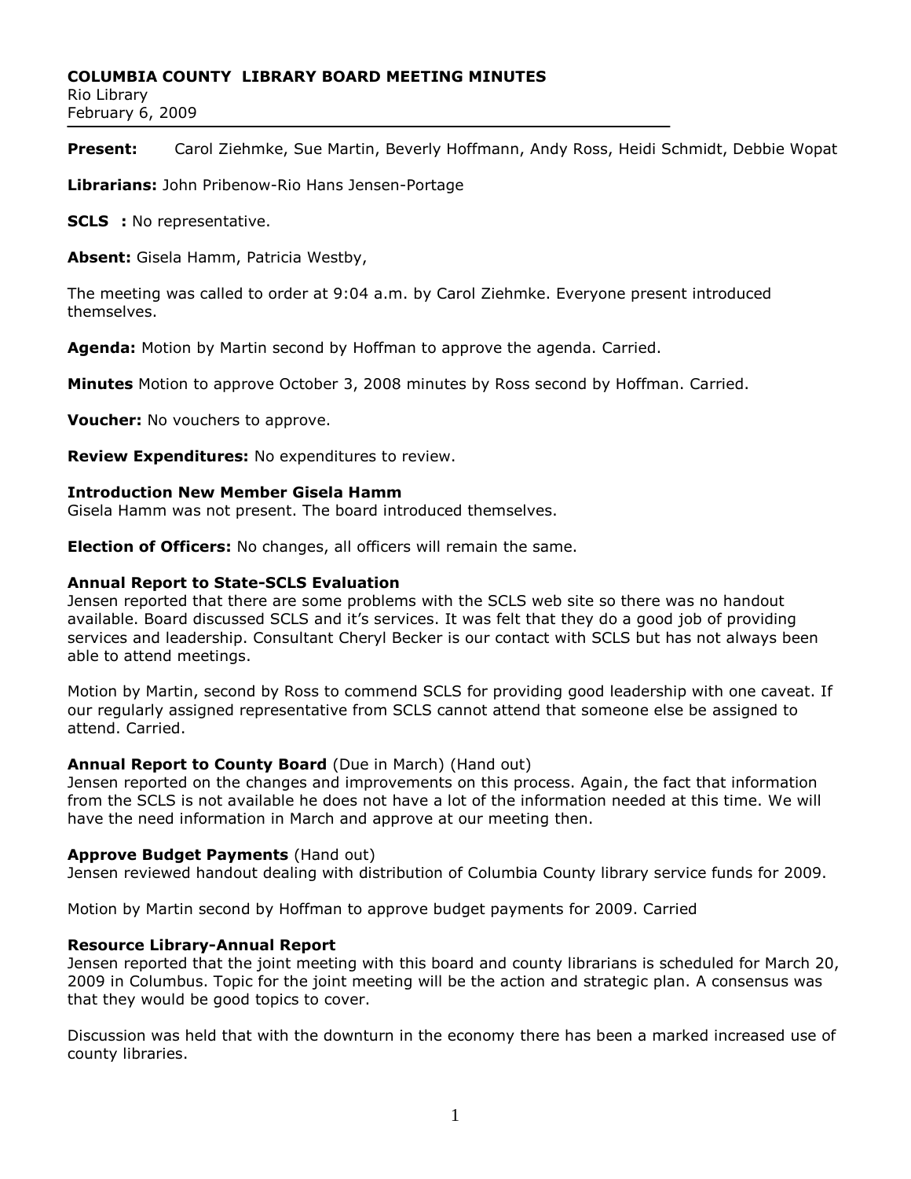# COLUMBIA COUNTY LIBRARY BOARD MEETING MINUTES

Rio Library
February 6, 2009

**Present:** Carol Ziehmke, Sue Martin, Beverly Hoffmann, Andy Ross, Heidi Schmidt, Debbie Wopat

**Librarians:** John Pribenow-Rio Hans Jensen-Portage

**SCLS :** No representative.

**Absent:** Gisela Hamm, Patricia Westby,

The meeting was called to order at 9:04 a.m. by Carol Ziehmke. Everyone present introduced themselves.

**Agenda:** Motion by Martin second by Hoffman to approve the agenda. Carried.

**Minutes** Motion to approve October 3, 2008 minutes by Ross second by Hoffman. Carried.

**Voucher:** No vouchers to approve.

**Review Expenditures:** No expenditures to review.

**Introduction New Member Gisela Hamm**
Gisela Hamm was not present. The board introduced themselves.

**Election of Officers:** No changes, all officers will remain the same.

**Annual Report to State-SCLS Evaluation**
Jensen reported that there are some problems with the SCLS web site so there was no handout available. Board discussed SCLS and it's services. It was felt that they do a good job of providing services and leadership. Consultant Cheryl Becker is our contact with SCLS but has not always been able to attend meetings.

Motion by Martin, second by Ross to commend SCLS for providing good leadership with one caveat. If our regularly assigned representative from SCLS cannot attend that someone else be assigned to attend. Carried.

**Annual Report to County Board** (Due in March) (Hand out)
Jensen reported on the changes and improvements on this process. Again, the fact that information from the SCLS is not available he does not have a lot of the information needed at this time. We will have the need information in March and approve at our meeting then.

**Approve Budget Payments** (Hand out)
Jensen reviewed handout dealing with distribution of Columbia County library service funds for 2009.

Motion by Martin second by Hoffman to approve budget payments for 2009. Carried

**Resource Library-Annual Report**
Jensen reported that the joint meeting with this board and county librarians is scheduled for March 20, 2009 in Columbus. Topic for the joint meeting will be the action and strategic plan. A consensus was that they would be good topics to cover.

Discussion was held that with the downturn in the economy there has been a marked increased use of county libraries.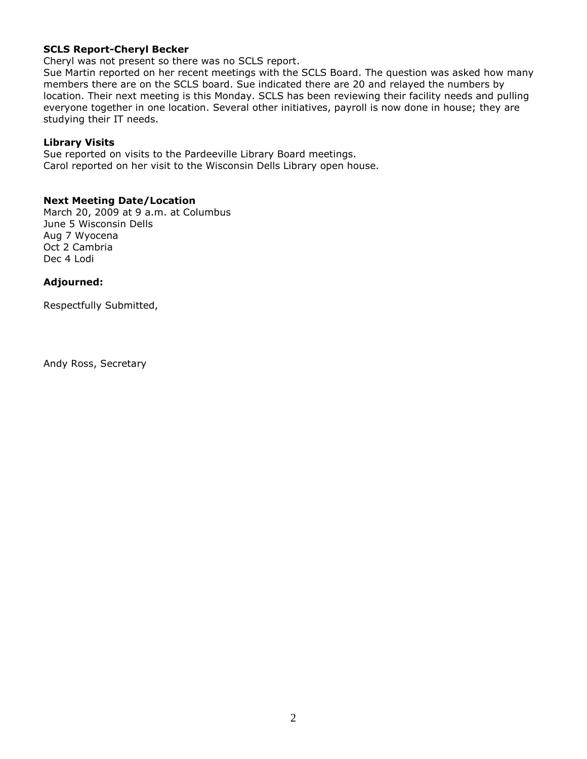**SCLS Report-Cheryl Becker**

Cheryl was not present so there was no SCLS report.

Sue Martin reported on her recent meetings with the SCLS Board. The question was asked how many members there are on the SCLS board. Sue indicated there are 20 and relayed the numbers by location. Their next meeting is this Monday. SCLS has been reviewing their facility needs and pulling everyone together in one location. Several other initiatives, payroll is now done in house; they are studying their IT needs.

**Library Visits**

Sue reported on visits to the Pardeeville Library Board meetings.
Carol reported on her visit to the Wisconsin Dells Library open house.

**Next Meeting Date/Location**

March 20, 2009 at 9 a.m. at Columbus
June 5 Wisconsin Dells
Aug 7 Wyocena
Oct 2 Cambria
Dec 4 Lodi

**Adjourned:**

Respectfully Submitted,

Andy Ross, Secretary